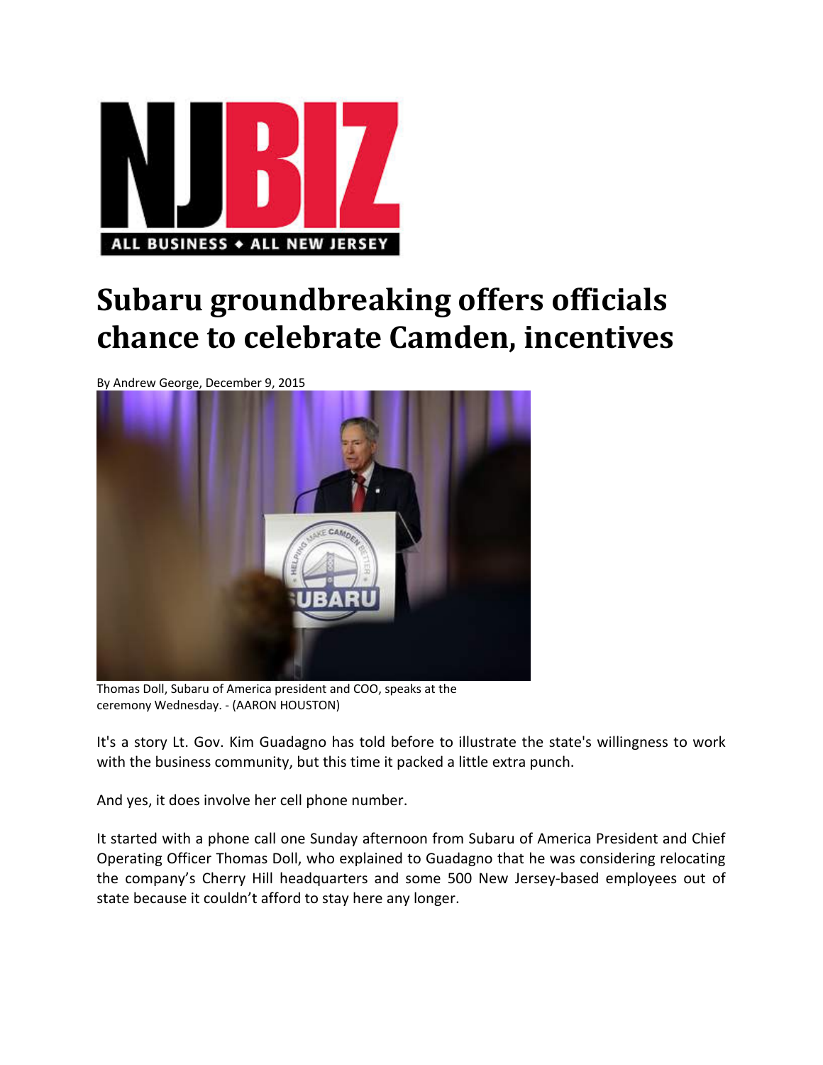NJBIZ

ALL BUSINESS ◆ ALL NEW JERSEY

# Subaru groundbreaking offers officials chance to celebrate Camden, incentives

By Andrew George, December 9, 2015

Thomas Doll, Subaru of America president and COO, speaks at the ceremony Wednesday. - (AARON HOUSTON)

It's a story Lt. Gov. Kim Guadagno has told before to illustrate the state's willingness to work with the business community, but this time it packed a little extra punch.

And yes, it does involve her cell phone number.

It started with a phone call one Sunday afternoon from Subaru of America President and Chief Operating Officer Thomas Doll, who explained to Guadagno that he was considering relocating the company's Cherry Hill headquarters and some 500 New Jersey-based employees out of state because it couldn't afford to stay here any longer.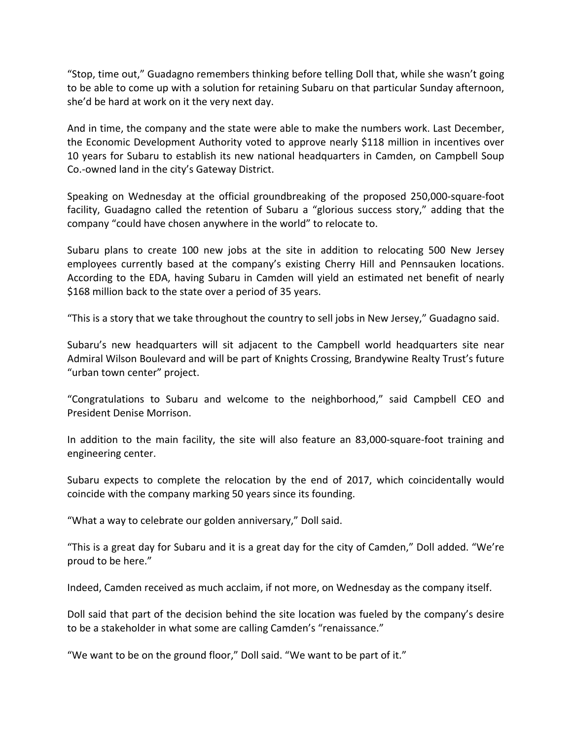"Stop, time out," Guadagno remembers thinking before telling Doll that, while she wasn't going to be able to come up with a solution for retaining Subaru on that particular Sunday afternoon, she'd be hard at work on it the very next day.

And in time, the company and the state were able to make the numbers work. Last December, the Economic Development Authority voted to approve nearly $118 million in incentives over 10 years for Subaru to establish its new national headquarters in Camden, on Campbell Soup Co.-owned land in the city's Gateway District.

Speaking on Wednesday at the official groundbreaking of the proposed 250,000-square-foot facility, Guadagno called the retention of Subaru a "glorious success story," adding that the company "could have chosen anywhere in the world" to relocate to.

Subaru plans to create 100 new jobs at the site in addition to relocating 500 New Jersey employees currently based at the company's existing Cherry Hill and Pennsauken locations. According to the EDA, having Subaru in Camden will yield an estimated net benefit of nearly $168 million back to the state over a period of 35 years.

"This is a story that we take throughout the country to sell jobs in New Jersey," Guadagno said.

Subaru's new headquarters will sit adjacent to the Campbell world headquarters site near Admiral Wilson Boulevard and will be part of Knights Crossing, Brandywine Realty Trust's future "urban town center" project.

"Congratulations to Subaru and welcome to the neighborhood," said Campbell CEO and President Denise Morrison.

In addition to the main facility, the site will also feature an 83,000-square-foot training and engineering center.

Subaru expects to complete the relocation by the end of 2017, which coincidentally would coincide with the company marking 50 years since its founding.

"What a way to celebrate our golden anniversary," Doll said.

"This is a great day for Subaru and it is a great day for the city of Camden," Doll added. "We're proud to be here."

Indeed, Camden received as much acclaim, if not more, on Wednesday as the company itself.

Doll said that part of the decision behind the site location was fueled by the company's desire to be a stakeholder in what some are calling Camden's "renaissance."

"We want to be on the ground floor," Doll said. "We want to be part of it."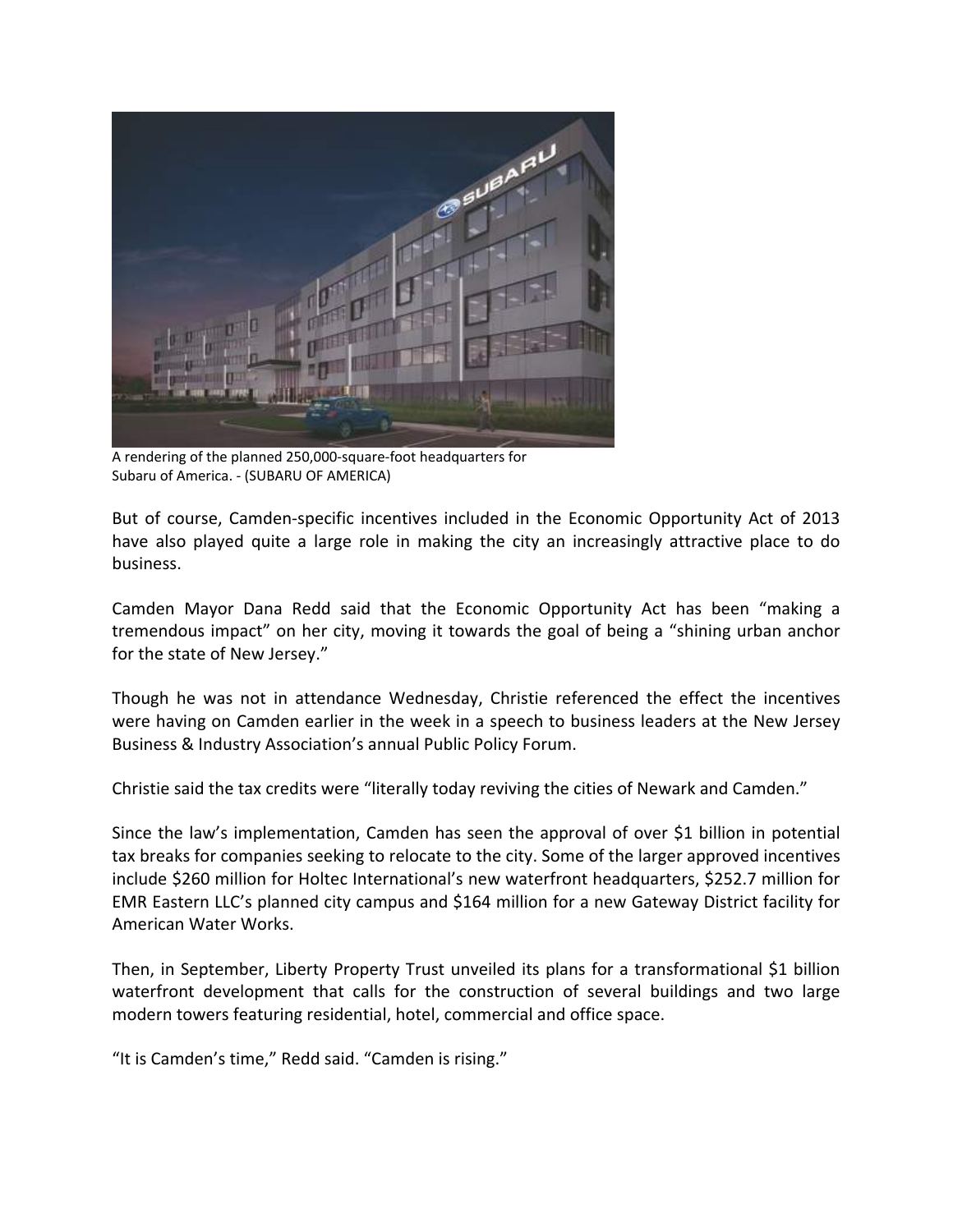A rendering of the planned 250,000-square-foot headquarters for Subaru of America. - (SUBARU OF AMERICA)

But of course, Camden-specific incentives included in the Economic Opportunity Act of 2013 have also played quite a large role in making the city an increasingly attractive place to do business.

Camden Mayor Dana Redd said that the Economic Opportunity Act has been "making a tremendous impact" on her city, moving it towards the goal of being a "shining urban anchor for the state of New Jersey."

Though he was not in attendance Wednesday, Christie referenced the effect the incentives were having on Camden earlier in the week in a speech to business leaders at the New Jersey Business & Industry Association's annual Public Policy Forum.

Christie said the tax credits were "literally today reviving the cities of Newark and Camden."

Since the law's implementation, Camden has seen the approval of over $1 billion in potential tax breaks for companies seeking to relocate to the city. Some of the larger approved incentives include $260 million for Holtec International's new waterfront headquarters, $252.7 million for EMR Eastern LLC's planned city campus and $164 million for a new Gateway District facility for American Water Works.

Then, in September, Liberty Property Trust unveiled its plans for a transformational $1 billion waterfront development that calls for the construction of several buildings and two large modern towers featuring residential, hotel, commercial and office space.

"It is Camden's time," Redd said. "Camden is rising."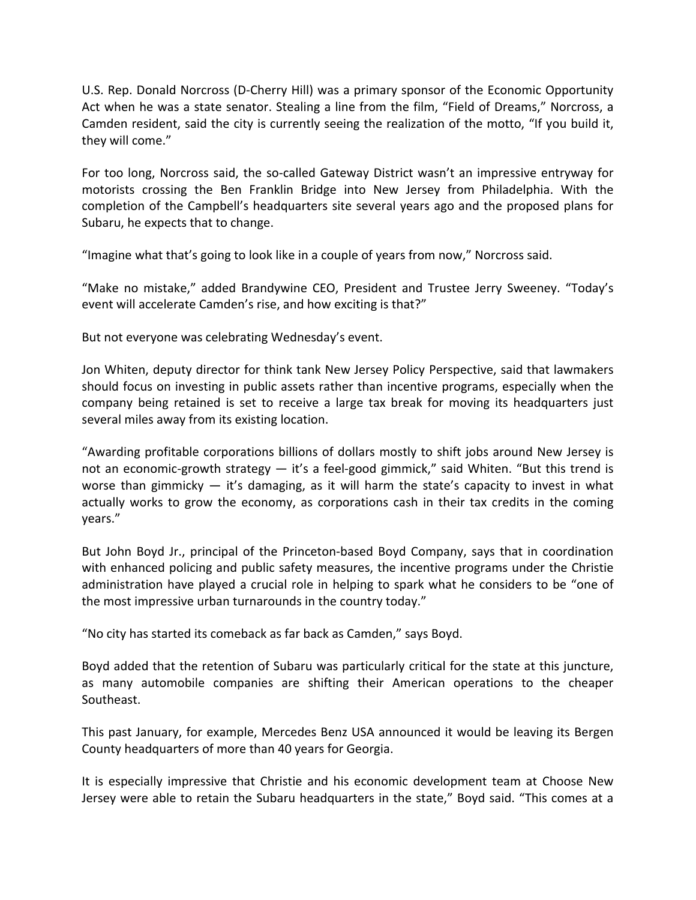U.S. Rep. Donald Norcross (D-Cherry Hill) was a primary sponsor of the Economic Opportunity Act when he was a state senator. Stealing a line from the film, "Field of Dreams," Norcross, a Camden resident, said the city is currently seeing the realization of the motto, "If you build it, they will come."

For too long, Norcross said, the so-called Gateway District wasn't an impressive entryway for motorists crossing the Ben Franklin Bridge into New Jersey from Philadelphia. With the completion of the Campbell's headquarters site several years ago and the proposed plans for Subaru, he expects that to change.

"Imagine what that's going to look like in a couple of years from now," Norcross said.

"Make no mistake," added Brandywine CEO, President and Trustee Jerry Sweeney. "Today's event will accelerate Camden's rise, and how exciting is that?"

But not everyone was celebrating Wednesday's event.

Jon Whiten, deputy director for think tank New Jersey Policy Perspective, said that lawmakers should focus on investing in public assets rather than incentive programs, especially when the company being retained is set to receive a large tax break for moving its headquarters just several miles away from its existing location.

"Awarding profitable corporations billions of dollars mostly to shift jobs around New Jersey is not an economic-growth strategy — it's a feel-good gimmick," said Whiten. "But this trend is worse than gimmicky — it's damaging, as it will harm the state's capacity to invest in what actually works to grow the economy, as corporations cash in their tax credits in the coming years."

But John Boyd Jr., principal of the Princeton-based Boyd Company, says that in coordination with enhanced policing and public safety measures, the incentive programs under the Christie administration have played a crucial role in helping to spark what he considers to be "one of the most impressive urban turnarounds in the country today."

"No city has started its comeback as far back as Camden," says Boyd.

Boyd added that the retention of Subaru was particularly critical for the state at this juncture, as many automobile companies are shifting their American operations to the cheaper Southeast.

This past January, for example, Mercedes Benz USA announced it would be leaving its Bergen County headquarters of more than 40 years for Georgia.

It is especially impressive that Christie and his economic development team at Choose New Jersey were able to retain the Subaru headquarters in the state," Boyd said. "This comes at a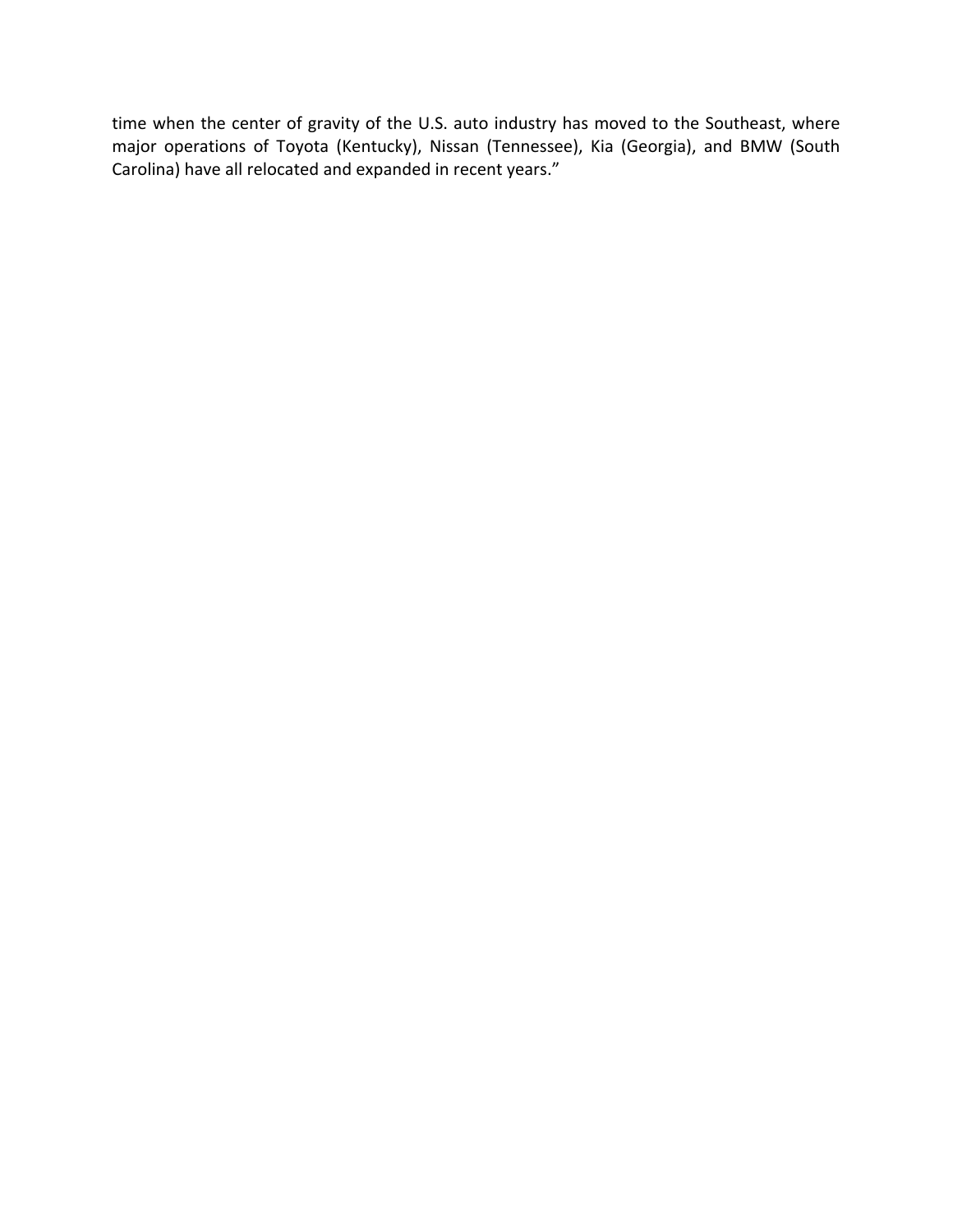time when the center of gravity of the U.S. auto industry has moved to the Southeast, where major operations of Toyota (Kentucky), Nissan (Tennessee), Kia (Georgia), and BMW (South Carolina) have all relocated and expanded in recent years."